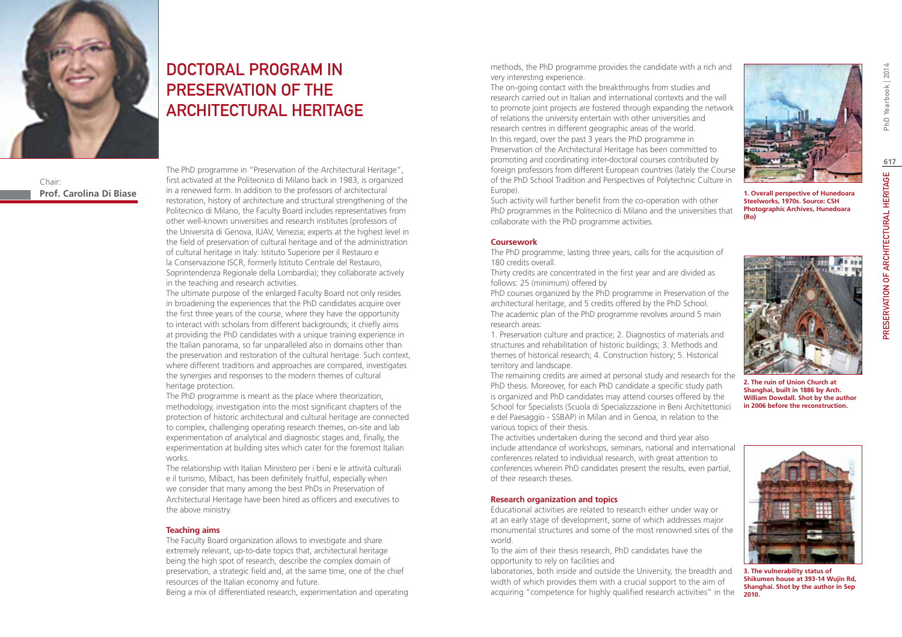# DOCTORAL PROGRAM IN PRESERVATION OF THE ARCHITECTURAL HERITAGE

Chair:
**Prof. Carolina Di Biase**

The PhD programme in "Preservation of the Architectural Heritage", first activated at the Politecnico di Milano back in 1983, is organized in a renewed form. In addition to the professors of architectural restoration, history of architecture and structural strengthening of the Politecnico di Milano, the Faculty Board includes representatives from other well-known universities and research institutes (professors of the Università di Genova, IUAV, Venezia; experts at the highest level in the field of preservation of cultural heritage and of the administration of cultural heritage in Italy: Istituto Superiore per il Restauro e la Conservazione ISCR, formerly Istituto Centrale del Restauro, Soprintendenza Regionale della Lombardia); they collaborate actively in the teaching and research activities.

The ultimate purpose of the enlarged Faculty Board not only resides in broadening the experiences that the PhD candidates acquire over the first three years of the course, where they have the opportunity to interact with scholars from different backgrounds; it chiefly aims at providing the PhD candidates with a unique training experience in the Italian panorama, so far unparalleled also in domains other than the preservation and restoration of the cultural heritage. Such context, where different traditions and approaches are compared, investigates the synergies and responses to the modern themes of cultural heritage protection.

The PhD programme is meant as the place where theorization, methodology, investigation into the most significant chapters of the protection of historic architectural and cultural heritage are connected to complex, challenging operating research themes, on-site and lab experimentation of analytical and diagnostic stages and, finally, the experimentation at building sites which cater for the foremost Italian works.

The relationship with Italian Ministero per i beni e le attività culturali e il turismo, Mibact, has been definitely fruitful, especially when we consider that many among the best PhDs in Preservation of Architectural Heritage have been hired as officers and executives to the above ministry.

### Teaching aims

The Faculty Board organization allows to investigate and share extremely relevant, up-to-date topics that, architectural heritage being the high spot of research, describe the complex domain of preservation, a strategic field and, at the same time, one of the chief resources of the Italian economy and future.

Being a mix of differentiated research, experimentation and operating methods, the PhD programme provides the candidate with a rich and very interesting experience.

The on-going contact with the breakthroughs from studies and research carried out in Italian and international contexts and the will to promote joint projects are fostered through expanding the network of relations the university entertain with other universities and research centres in different geographic areas of the world.

In this regard, over the past 3 years the PhD programme in Preservation of the Architectural Heritage has been committed to promoting and coordinating inter-doctoral courses contributed by foreign professors from different European countries (lately the Course of the PhD School Tradition and Perspectives of Polytechnic Culture in Europe).

Such activity will further benefit from the co-operation with other PhD programmes in the Politecnico di Milano and the universities that collaborate with the PhD programme activities.

### Coursework

The PhD programme, lasting three years, calls for the acquisition of 180 credits overall.

Thirty credits are concentrated in the first year and are divided as follows: 25 (minimum) offered by

PhD courses organized by the PhD programme in Preservation of the architectural heritage, and 5 credits offered by the PhD School.

The academic plan of the PhD programme revolves around 5 main research areas:

1. Preservation culture and practice; 2. Diagnostics of materials and structures and rehabilitation of historic buildings; 3. Methods and themes of historical research; 4. Construction history; 5. Historical territory and landscape.

The remaining credits are aimed at personal study and research for the PhD thesis. Moreover, for each PhD candidate a specific study path is organized and PhD candidates may attend courses offered by the School for Specialists (Scuola di Specializzazione in Beni Architettonici e del Paesaggio - SSBAP) in Milan and in Genoa, in relation to the various topics of their thesis.

The activities undertaken during the second and third year also include attendance of workshops, seminars, national and international conferences related to individual research, with great attention to conferences wherein PhD candidates present the results, even partial, of their research theses.

### Research organization and topics

Educational activities are related to research either under way or at an early stage of development, some of which addresses major monumental structures and some of the most renowned sites of the world.

To the aim of their thesis research, PhD candidates have the opportunity to rely on facilities and

laboratories, both inside and outside the University, the breadth and width of which provides them with a crucial support to the aim of acquiring "competence for highly qualified research activities" in the

**1. Overall perspective of Hunedoara Steelworks, 1970s. Source: CSH Photographic Archives, Hunedoara (Ro)**

**2. The ruin of Union Church at Shanghai, built in 1886 by Arch. William Dowdall. Shot by the author in 2006 before the reconstruction.**

**3. The vulnerability status of Shikumen house at 393-14 Wujin Rd, Shanghai. Shot by the author in Sep 2010.**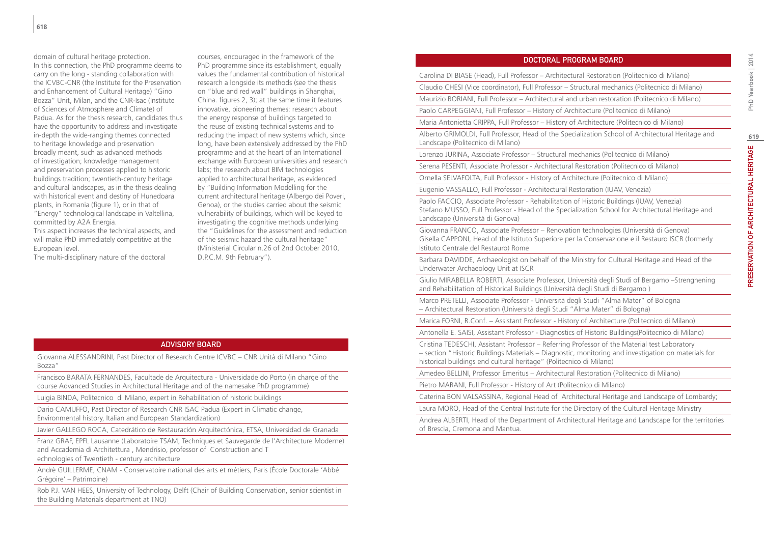domain of cultural heritage protection.
In this connection, the PhD programme deems to carry on the long - standing collaboration with the ICVBC-CNR (the Institute for the Preservation and Enhancement of Cultural Heritage) "Gino Bozza" Unit, Milan, and the CNR-Isac (Institute of Sciences of Atmosphere and Climate) of Padua. As for the thesis research, candidates thus have the opportunity to address and investigate in-depth the wide-ranging themes connected to heritage knowledge and preservation broadly meant, such as advanced methods of investigation; knowledge management and preservation processes applied to historic buildings tradition; twentieth-century heritage and cultural landscapes, as in the thesis dealing with historical event and destiny of Hunedoara plants, in Romania (figure 1), or in that of "Energy" technological landscape in Valtellina, committed by A2A Energia.
This aspect increases the technical aspects, and will make PhD immediately competitive at the European level.
The multi-disciplinary nature of the doctoral courses, encouraged in the framework of the PhD programme since its establishment, equally values the fundamental contribution of historical research a longside its methods (see the thesis on "blue and red wall" buildings in Shanghai, China. figures 2, 3); at the same time it features innovative, pioneering themes: research about the energy response of buildings targeted to the reuse of existing technical systems and to reducing the impact of new systems which, since long, have been extensively addressed by the PhD programme and at the heart of an International exchange with European universities and research labs; the research about BIM technologies applied to architectural heritage, as evidenced by "Building Information Modelling for the current architectural heritage (Albergo dei Poveri, Genoa), or the studies carried about the seismic vulnerability of buildings, which will be keyed to investigating the cognitive methods underlying the "Guidelines for the assessment and reduction of the seismic hazard the cultural heritage" (Ministerial Circular n.26 of 2nd October 2010, D.P.C.M. 9th February").

## ADVISORY BOARD

Giovanna ALESSANDRINI, Past Director of Research Centre ICVBC – CNR Unità di Milano "Gino Bozza"

Francisco BARATA FERNANDES, Facultade de Arquitectura - Universidade do Porto (in charge of the course Advanced Studies in Architectural Heritage and of the namesake PhD programme)

Luigia BINDA, Politecnico di Milano, expert in Rehabilitation of historic buildings

Dario CAMUFFO, Past Director of Research CNR ISAC Padua (Expert in Climatic change, Environmental history, Italian and European Standardization)

Javier GALLEGO ROCA, Catedrático de Restauración Arquitectónica, ETSA, Universidad de Granada

Franz GRAF, EPFL Lausanne (Laboratoire TSAM, Techniques et Sauvegarde de l'Architecture Moderne) and Accademia di Architettura , Mendrisio, professor of Construction and T echnologies of Twentieth - century architecture

Andrè GUILLERME, CNAM - Conservatoire national des arts et métiers, Paris (École Doctorale 'Abbé Grégoire' – Patrimoine)

Rob P.J. VAN HEES, University of Technology, Delft (Chair of Building Conservation, senior scientist in the Building Materials department at TNO)

## DOCTORAL PROGRAM BOARD

Carolina DI BIASE (Head), Full Professor – Architectural Restoration (Politecnico di Milano)

Claudio CHESI (Vice coordinator), Full Professor – Structural mechanics (Politecnico di Milano)

Maurizio BORIANI, Full Professor – Architectural and urban restoration (Politecnico di Milano)

Paolo CARPEGGIANI, Full Professor – History of Architecture (Politecnico di Milano)

Maria Antonietta CRIPPA, Full Professor – History of Architecture (Politecnico di Milano)

Alberto GRIMOLDI, Full Professor, Head of the Specialization School of Architectural Heritage and Landscape (Politecnico di Milano)

Lorenzo JURINA, Associate Professor – Structural mechanics (Politecnico di Milano)

Serena PESENTI, Associate Professor - Architectural Restoration (Politecnico di Milano)

Ornella SELVAFOLTA, Full Professor - History of Architecture (Politecnico di Milano)

Eugenio VASSALLO, Full Professor - Architectural Restoration (IUAV, Venezia)

Paolo FACCIO, Associate Professor - Rehabilitation of Historic Buildings (IUAV, Venezia)
Stefano MUSSO, Full Professor - Head of the Specialization School for Architectural Heritage and Landscape (Università di Genova)

Giovanna FRANCO, Associate Professor – Renovation technologies (Università di Genova)
Gisella CAPPONI, Head of the Istituto Superiore per la Conservazione e il Restauro ISCR (formerly Istituto Centrale del Restauro) Rome

Barbara DAVIDDE, Archaeologist on behalf of the Ministry for Cultural Heritage and Head of the Underwater Archaeology Unit at ISCR

Giulio MIRABELLA ROBERTI, Associate Professor, Università degli Studi di Bergamo –Strenghening and Rehabilitation of Historical Buildings (Università degli Studi di Bergamo )

Marco PRETELLI, Associate Professor - Università degli Studi "Alma Mater" of Bologna – Architectural Restoration (Università degli Studi "Alma Mater" di Bologna)

Marica FORNI, R.Conf. – Assistant Professor - History of Architecture (Politecnico di Milano)

Antonella E. SAISI, Assistant Professor - Diagnostics of Historic Buildings(Politecnico di Milano)

Cristina TEDESCHI, Assistant Professor – Referring Professor of the Material test Laboratory – section "Historic Buildings Materials – Diagnostic, monitoring and investigation on materials for historical buildings end cultural heritage" (Politecnico di Milano)

Amedeo BELLINI, Professor Emeritus – Architectural Restoration (Politecnico di Milano)

Pietro MARANI, Full Professor - History of Art (Politecnico di Milano)

Caterina BON VALSASSINA, Regional Head of Architectural Heritage and Landscape of Lombardy;

Laura MORO, Head of the Central Institute for the Directory of the Cultural Heritage Ministry

Andrea ALBERTI, Head of the Department of Architectural Heritage and Landscape for the territories of Brescia, Cremona and Mantua.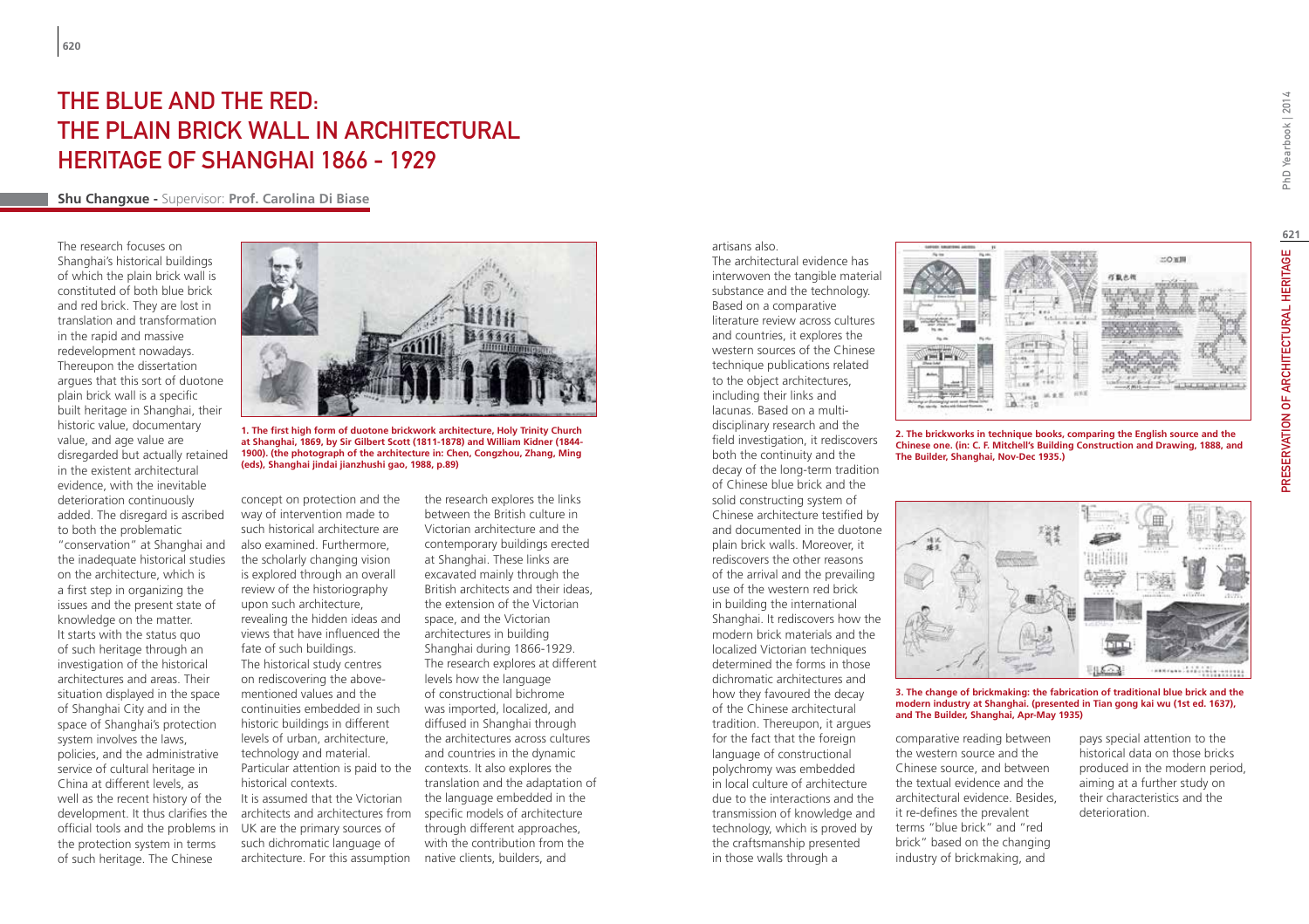# THE BLUE AND THE RED: THE PLAIN BRICK WALL IN ARCHITECTURAL HERITAGE OF SHANGHAI 1866 - 1929

**Shu Changxue -** Supervisor: **Prof. Carolina Di Biase**

The research focuses on Shanghai's historical buildings of which the plain brick wall is constituted of both blue brick and red brick. They are lost in translation and transformation in the rapid and massive redevelopment nowadays. Thereupon the dissertation argues that this sort of duotone plain brick wall is a specific built heritage in Shanghai, their historic value, documentary value, and age value are disregarded but actually retained in the existent architectural evidence, with the inevitable deterioration continuously added. The disregard is ascribed to both the problematic "conservation" at Shanghai and the inadequate historical studies on the architecture, which is a first step in organizing the issues and the present state of knowledge on the matter.

It starts with the status quo of such heritage through an investigation of the historical architectures and areas. Their situation displayed in the space of Shanghai City and in the space of Shanghai's protection system involves the laws, policies, and the administrative service of cultural heritage in China at different levels, as well as the recent history of the development. It thus clarifies the official tools and the problems in the protection system in terms of such heritage. The Chinese concept on protection and the way of intervention made to such historical architecture are also examined. Furthermore, the scholarly changing vision is explored through an overall review of the historiography upon such architecture, revealing the hidden ideas and views that have influenced the fate of such buildings.

The historical study centres on rediscovering the above-mentioned values and the continuities embedded in such historic buildings in different levels of urban, architecture, technology and material. Particular attention is paid to the historical contexts.

It is assumed that the Victorian architects and architectures from UK are the primary sources of such dichromatic language of architecture. For this assumption the research explores the links between the British culture in Victorian architecture and the contemporary buildings erected at Shanghai. These links are excavated mainly through the British architects and their ideas, the extension of the Victorian space, and the Victorian architectures in building Shanghai during 1866-1929. The research explores at different levels how the language of constructional bichrome was imported, localized, and diffused in Shanghai through the architectures across cultures and countries in the dynamic contexts. It also explores the translation and the adaptation of the language embedded in the specific models of architecture through different approaches, with the contribution from the native clients, builders, and artisans also.

**1. The first high form of duotone brickwork architecture, Holy Trinity Church at Shanghai, 1869, by Sir Gilbert Scott (1811-1878) and William Kidner (1844-1900). (the photograph of the architecture in: Chen, Congzhou, Zhang, Ming (eds), Shanghai jindai jianzhushi gao, 1988, p.89)**

The architectural evidence has interwoven the tangible material substance and the technology. Based on a comparative literature review across cultures and countries, it explores the western sources of the Chinese technique publications related to the object architectures, including their links and lacunas. Based on a multi-disciplinary research and the field investigation, it rediscovers both the continuity and the decay of the long-term tradition of Chinese blue brick and the solid constructing system of Chinese architecture testified by and documented in the duotone plain brick walls. Moreover, it rediscovers the other reasons of the arrival and the prevailing use of the western red brick in building the international Shanghai. It rediscovers how the modern brick materials and the localized Victorian techniques determined the forms in those dichromatic architectures and how they favoured the decay of the Chinese architectural tradition. Thereupon, it argues for the fact that the foreign language of constructional polychromy was embedded in local culture of architecture due to the interactions and the transmission of knowledge and technology, which is proved by the craftsmanship presented in those walls through a comparative reading between the western source and the Chinese source, and between the textual evidence and the architectural evidence. Besides, it re-defines the prevalent terms "blue brick" and "red brick" based on the changing industry of brickmaking, and pays special attention to the historical data on those bricks produced in the modern period, aiming at a further study on their characteristics and the deterioration.

**2. The brickworks in technique books, comparing the English source and the Chinese one. (in: C. F. Mitchell's Building Construction and Drawing, 1888, and The Builder, Shanghai, Nov-Dec 1935.)**

**3. The change of brickmaking: the fabrication of traditional blue brick and the modern industry at Shanghai. (presented in Tian gong kai wu (1st ed. 1637), and The Builder, Shanghai, Apr-May 1935)**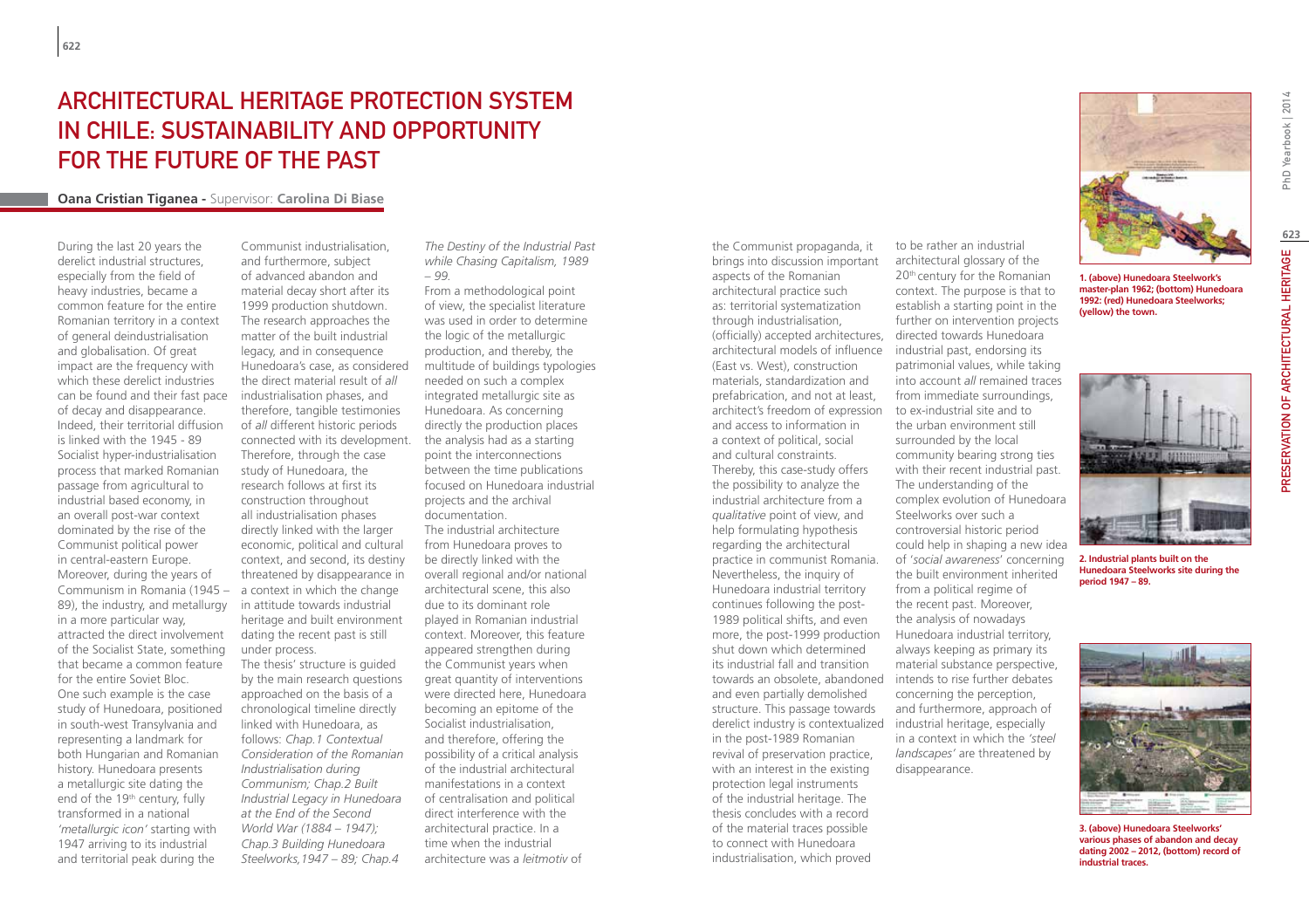# ARCHITECTURAL HERITAGE PROTECTION SYSTEM IN CHILE: SUSTAINABILITY AND OPPORTUNITY FOR THE FUTURE OF THE PAST

**Oana Cristian Tiganea** - Supervisor: **Carolina Di Biase**

During the last 20 years the derelict industrial structures, especially from the field of heavy industries, became a common feature for the entire Romanian territory in a context of general deindustrialisation and globalisation. Of great impact are the frequency with which these derelict industries can be found and their fast pace of decay and disappearance. Indeed, their territorial diffusion is linked with the 1945 - 89 Socialist hyper-industrialisation process that marked Romanian passage from agricultural to industrial based economy, in an overall post-war context dominated by the rise of the Communist political power in central-eastern Europe. Moreover, during the years of Communism in Romania (1945 – 89), the industry, and metallurgy in a more particular way, attracted the direct involvement of the Socialist State, something that became a common feature for the entire Soviet Bloc. One such example is the case study of Hunedoara, positioned in south-west Transylvania and representing a landmark for both Hungarian and Romanian history. Hunedoara presents a metallurgic site dating the end of the 19th century, fully transformed in a national *'metallurgic icon'* starting with 1947 arriving to its industrial and territorial peak during the Communist industrialisation, and furthermore, subject of advanced abandon and material decay short after its 1999 production shutdown. The research approaches the matter of the built industrial legacy, and in consequence Hunedoara's case, as considered the direct material result of *all* industrialisation phases, and therefore, tangible testimonies of *all* different historic periods connected with its development. Therefore, through the case study of Hunedoara, the research follows at first its construction throughout all industrialisation phases directly linked with the larger economic, political and cultural context, and second, its destiny threatened by disappearance in a context in which the change in attitude towards industrial heritage and built environment dating the recent past is still under process.

The thesis' structure is guided by the main research questions approached on the basis of a chronological timeline directly linked with Hunedoara, as follows: *Chap.1 Contextual Consideration of the Romanian Industrialisation during Communism; Chap.2 Built Industrial Legacy in Hunedoara at the End of the Second World War (1884 – 1947); Chap.3 Building Hunedoara Steelworks,1947 – 89; Chap.4 The Destiny of the Industrial Past while Chasing Capitalism, 1989 – 99.*

From a methodological point of view, the specialist literature was used in order to determine the logic of the metallurgic production, and thereby, the multitude of buildings typologies needed on such a complex integrated metallurgic site as Hunedoara. As concerning directly the production places the analysis had as a starting point the interconnections between the time publications focused on Hunedoara industrial projects and the archival documentation.

The industrial architecture from Hunedoara proves to be directly linked with the overall regional and/or national architectural scene, this also due to its dominant role played in Romanian industrial context. Moreover, this feature appeared strengthen during the Communist years when great quantity of interventions were directed here, Hunedoara becoming an epitome of the Socialist industrialisation, and therefore, offering the possibility of a critical analysis of the industrial architectural manifestations in a context of centralisation and political direct interference with the architectural practice. In a time when the industrial architecture was a *leitmotiv* of the Communist propaganda, it brings into discussion important aspects of the Romanian architectural practice such as: territorial systematization through industrialisation, (officially) accepted architectures, architectural models of influence (East vs. West), construction materials, standardization and prefabrication, and not at least, architect's freedom of expression and access to information in a context of political, social and cultural constraints. Thereby, this case-study offers the possibility to analyze the industrial architecture from a *qualitative* point of view, and help formulating hypothesis regarding the architectural practice in communist Romania. Nevertheless, the inquiry of Hunedoara industrial territory continues following the post-1989 political shifts, and even more, the post-1999 production shut down which determined its industrial fall and transition towards an obsolete, abandoned and even partially demolished structure. This passage towards derelict industry is contextualized in the post-1989 Romanian revival of preservation practice, with an interest in the existing protection legal instruments of the industrial heritage. The thesis concludes with a record of the material traces possible to connect with Hunedoara industrialisation, which proved to be rather an industrial architectural glossary of the 20th century for the Romanian context. The purpose is that to establish a starting point in the further on intervention projects directed towards Hunedoara industrial past, endorsing its patrimonial values, while taking into account *all* remained traces from immediate surroundings, to ex-industrial site and to the urban environment still surrounded by the local community bearing strong ties with their recent industrial past. The understanding of the complex evolution of Hunedoara Steelworks over such a controversial historic period could help in shaping a new idea of '*social awareness*' concerning the built environment inherited from a political regime of the recent past. Moreover, the analysis of nowadays Hunedoara industrial territory, always keeping as primary its material substance perspective, intends to rise further debates concerning the perception, and furthermore, approach of industrial heritage, especially in a context in which the *'steel landscapes'* are threatened by disappearance.

**1. (above) Hunedoara Steelwork's master-plan 1962; (bottom) Hunedoara 1992: (red) Hunedoara Steelworks; (yellow) the town.**

**2. Industrial plants built on the Hunedoara Steelworks site during the period 1947 – 89.**

**3. (above) Hunedoara Steelworks' various phases of abandon and decay dating 2002 – 2012, (bottom) record of industrial traces.**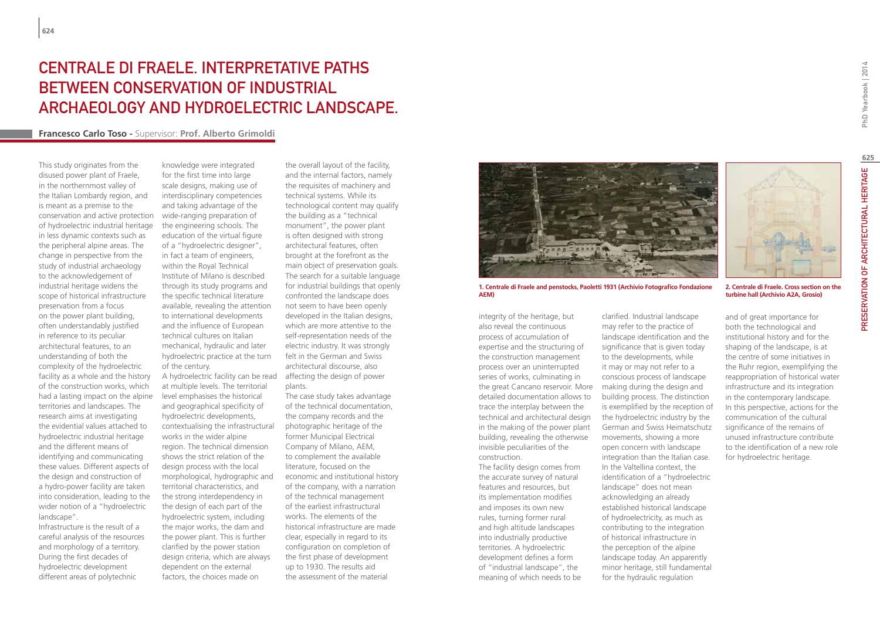# CENTRALE DI FRAELE. INTERPRETATIVE PATHS BETWEEN CONSERVATION OF INDUSTRIAL ARCHAEOLOGY AND HYDROELECTRIC LANDSCAPE.

**Francesco Carlo Toso** - Supervisor: **Prof. Alberto Grimoldi**

This study originates from the disused power plant of Fraele, in the northernmost valley of the Italian Lombardy region, and is meant as a premise to the conservation and active protection of hydroelectric industrial heritage in less dynamic contexts such as the peripheral alpine areas. The change in perspective from the study of industrial archaeology to the acknowledgement of industrial heritage widens the scope of historical infrastructure preservation from a focus on the power plant building, often understandably justified in reference to its peculiar architectural features, to an understanding of both the complexity of the hydroelectric facility as a whole and the history of the construction works, which had a lasting impact on the alpine territories and landscapes. The research aims at investigating the evidential values attached to hydroelectric industrial heritage and the different means of identifying and communicating these values. Different aspects of the design and construction of a hydro-power facility are taken into consideration, leading to the wider notion of a "hydroelectric landscape".

Infrastructure is the result of a careful analysis of the resources and morphology of a territory. During the first decades of hydroelectric development different areas of polytechnic knowledge were integrated for the first time into large scale designs, making use of interdisciplinary competencies and taking advantage of the wide-ranging preparation of the engineering schools. The education of the virtual figure of a "hydroelectric designer", in fact a team of engineers, within the Royal Technical Institute of Milano is described through its study programs and the specific technical literature available, revealing the attention to international developments and the influence of European technical cultures on Italian mechanical, hydraulic and later hydroelectric practice at the turn of the century.

A hydroelectric facility can be read at multiple levels. The territorial level emphasises the historical and geographical specificity of hydroelectric developments, contextualising the infrastructural works in the wider alpine region. The technical dimension shows the strict relation of the design process with the local morphological, hydrographic and territorial characteristics, and the strong interdependency in the design of each part of the hydroelectric system, including the major works, the dam and the power plant. This is further clarified by the power station design criteria, which are always dependent on the external factors, the choices made on the overall layout of the facility, and the internal factors, namely the requisites of machinery and technical systems. While its technological content may qualify the building as a "technical monument", the power plant is often designed with strong architectural features, often brought at the forefront as the main object of preservation goals. The search for a suitable language for industrial buildings that openly confronted the landscape does not seem to have been openly developed in the Italian designs, which are more attentive to the self-representation needs of the electric industry. It was strongly felt in the German and Swiss architectural discourse, also affecting the design of power plants.

The case study takes advantage of the technical documentation, the company records and the photographic heritage of the former Municipal Electrical Company of Milano, AEM, to complement the available literature, focused on the economic and institutional history of the company, with a narration of the technical management of the earliest infrastructural works. The elements of the historical infrastructure are made clear, especially in regard to its configuration on completion of the first phase of development up to 1930. The results aid the assessment of the material integrity of the heritage, but also reveal the continuous process of accumulation of expertise and the structuring of the construction management process over an uninterrupted series of works, culminating in the great Cancano reservoir. More detailed documentation allows to trace the interplay between the technical and architectural design in the making of the power plant building, revealing the otherwise invisible peculiarities of the construction.

The facility design comes from the accurate survey of natural features and resources, but its implementation modifies and imposes its own new rules, turning former rural and high altitude landscapes into industrially productive territories. A hydroelectric development defines a form of "industrial landscape", the meaning of which needs to be clarified. Industrial landscape may refer to the practice of landscape identification and the significance that is given today to the developments, while it may or may not refer to a conscious process of landscape making during the design and building process. The distinction is exemplified by the reception of the hydroelectric industry by the German and Swiss Heimatschutz movements, showing a more open concern with landscape integration than the Italian case. In the Valtellina context, the identification of a "hydroelectric landscape" does not mean acknowledging an already established historical landscape of hydroelectricity, as much as contributing to the integration of historical infrastructure in the perception of the alpine landscape today. An apparently minor heritage, still fundamental for the hydraulic regulation and of great importance for both the technological and institutional history and for the shaping of the landscape, is at the centre of some initiatives in the Ruhr region, exemplifying the reappropriation of historical water infrastructure and its integration in the contemporary landscape. In this perspective, actions for the communication of the cultural significance of the remains of unused infrastructure contribute to the identification of a new role for hydroelectric heritage.

**1. Centrale di Fraele and penstocks, Paoletti 1931 (Archivio Fotografico Fondazione AEM)**

**2. Centrale di Fraele. Cross section on the turbine hall (Archivio A2A, Grosio)**